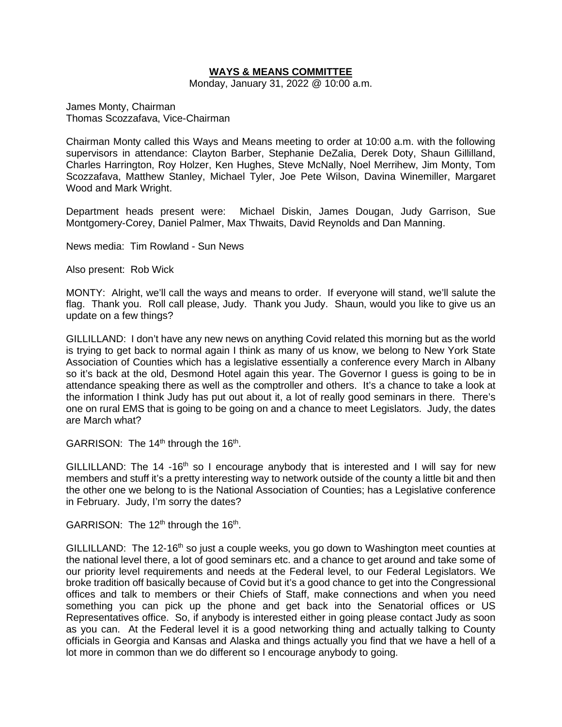# **WAYS & MEANS COMMITTEE**

Monday, January 31, 2022 @ 10:00 a.m.

James Monty, Chairman
Thomas Scozzafava, Vice-Chairman

Chairman Monty called this Ways and Means meeting to order at 10:00 a.m. with the following supervisors in attendance: Clayton Barber, Stephanie DeZalia, Derek Doty, Shaun Gillilland, Charles Harrington, Roy Holzer, Ken Hughes, Steve McNally, Noel Merrihew, Jim Monty, Tom Scozzafava, Matthew Stanley, Michael Tyler, Joe Pete Wilson, Davina Winemiller, Margaret Wood and Mark Wright.

Department heads present were: Michael Diskin, James Dougan, Judy Garrison, Sue Montgomery-Corey, Daniel Palmer, Max Thwaits, David Reynolds and Dan Manning.

News media: Tim Rowland - Sun News

Also present: Rob Wick

MONTY: Alright, we'll call the ways and means to order. If everyone will stand, we'll salute the flag. Thank you. Roll call please, Judy. Thank you Judy. Shaun, would you like to give us an update on a few things?

GILLILLAND: I don't have any new news on anything Covid related this morning but as the world is trying to get back to normal again I think as many of us know, we belong to New York State Association of Counties which has a legislative essentially a conference every March in Albany so it's back at the old, Desmond Hotel again this year. The Governor I guess is going to be in attendance speaking there as well as the comptroller and others. It's a chance to take a look at the information I think Judy has put out about it, a lot of really good seminars in there. There's one on rural EMS that is going to be going on and a chance to meet Legislators. Judy, the dates are March what?

GARRISON: The 14th through the 16th.

GILLILLAND: The 14 -16th so I encourage anybody that is interested and I will say for new members and stuff it's a pretty interesting way to network outside of the county a little bit and then the other one we belong to is the National Association of Counties; has a Legislative conference in February. Judy, I'm sorry the dates?

GARRISON: The 12th through the 16th.

GILLILLAND: The 12-16th so just a couple weeks, you go down to Washington meet counties at the national level there, a lot of good seminars etc. and a chance to get around and take some of our priority level requirements and needs at the Federal level, to our Federal Legislators. We broke tradition off basically because of Covid but it's a good chance to get into the Congressional offices and talk to members or their Chiefs of Staff, make connections and when you need something you can pick up the phone and get back into the Senatorial offices or US Representatives office. So, if anybody is interested either in going please contact Judy as soon as you can. At the Federal level it is a good networking thing and actually talking to County officials in Georgia and Kansas and Alaska and things actually you find that we have a hell of a lot more in common than we do different so I encourage anybody to going.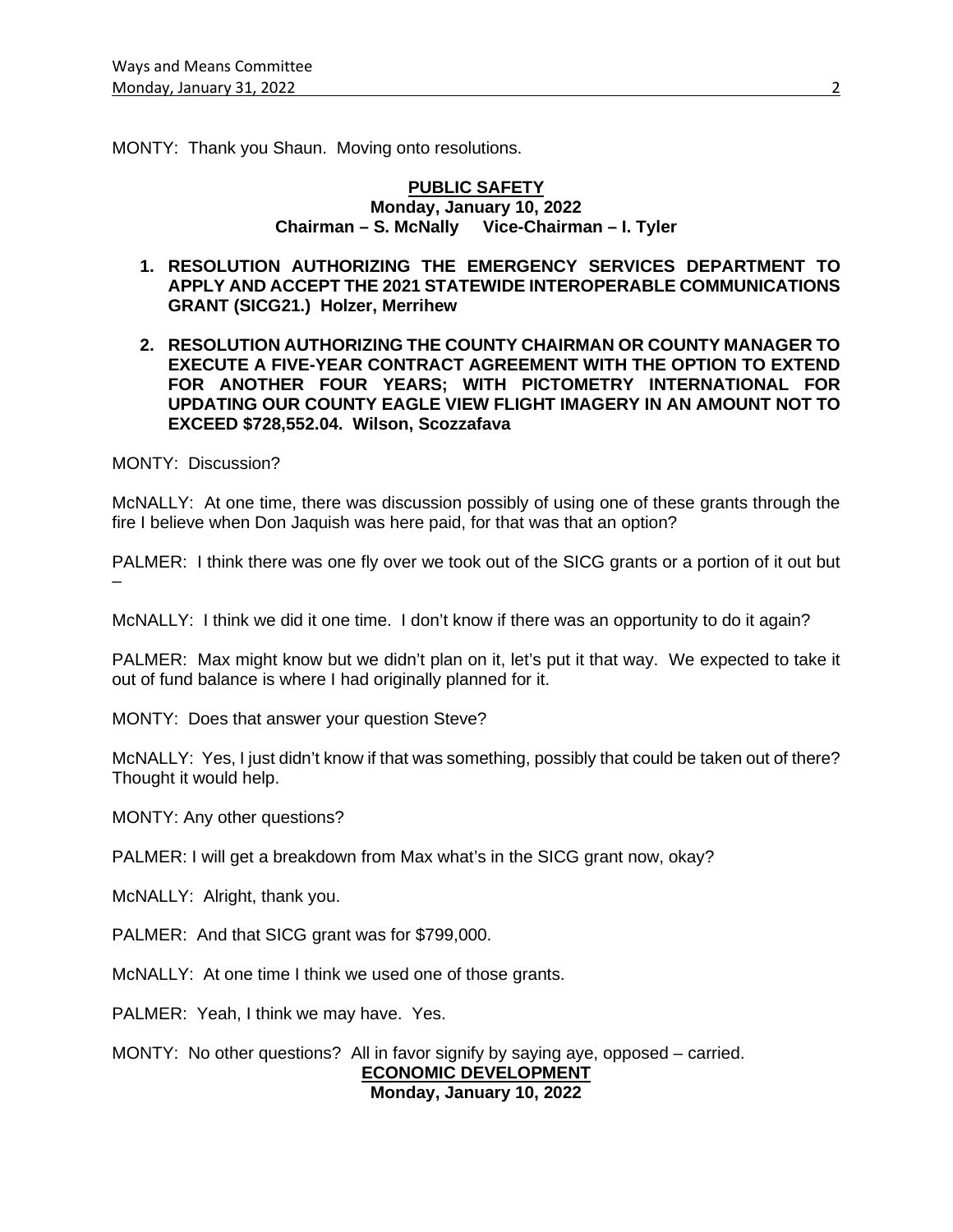MONTY: Thank you Shaun. Moving onto resolutions.

**PUBLIC SAFETY**
**Monday, January 10, 2022**
**Chairman – S. McNally Vice-Chairman – I. Tyler**

1. **RESOLUTION AUTHORIZING THE EMERGENCY SERVICES DEPARTMENT TO APPLY AND ACCEPT THE 2021 STATEWIDE INTEROPERABLE COMMUNICATIONS GRANT (SICG21.) Holzer, Merrihew**

2. **RESOLUTION AUTHORIZING THE COUNTY CHAIRMAN OR COUNTY MANAGER TO EXECUTE A FIVE-YEAR CONTRACT AGREEMENT WITH THE OPTION TO EXTEND FOR ANOTHER FOUR YEARS; WITH PICTOMETRY INTERNATIONAL FOR UPDATING OUR COUNTY EAGLE VIEW FLIGHT IMAGERY IN AN AMOUNT NOT TO EXCEED $728,552.04. Wilson, Scozzafava**

MONTY: Discussion?

McNALLY: At one time, there was discussion possibly of using one of these grants through the fire I believe when Don Jaquish was here paid, for that was that an option?

PALMER: I think there was one fly over we took out of the SICG grants or a portion of it out but –

McNALLY: I think we did it one time. I don't know if there was an opportunity to do it again?

PALMER: Max might know but we didn't plan on it, let's put it that way. We expected to take it out of fund balance is where I had originally planned for it.

MONTY: Does that answer your question Steve?

McNALLY: Yes, I just didn't know if that was something, possibly that could be taken out of there? Thought it would help.

MONTY: Any other questions?

PALMER: I will get a breakdown from Max what's in the SICG grant now, okay?

McNALLY: Alright, thank you.

PALMER: And that SICG grant was for $799,000.

McNALLY: At one time I think we used one of those grants.

PALMER: Yeah, I think we may have. Yes.

MONTY: No other questions? All in favor signify by saying aye, opposed – carried.

**ECONOMIC DEVELOPMENT**
**Monday, January 10, 2022**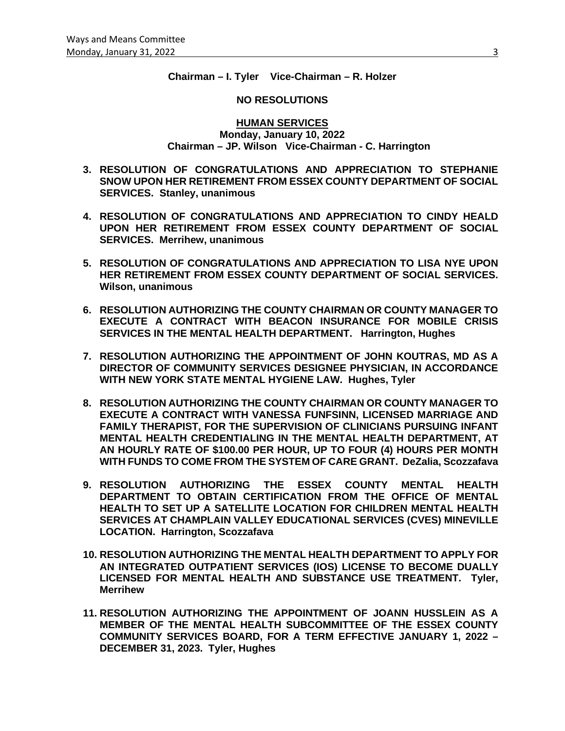**Chairman – I. Tyler Vice-Chairman – R. Holzer**

**NO RESOLUTIONS**

## HUMAN SERVICES

**Monday, January 10, 2022**
**Chairman – JP. Wilson Vice-Chairman - C. Harrington**

3. **RESOLUTION OF CONGRATULATIONS AND APPRECIATION TO STEPHANIE SNOW UPON HER RETIREMENT FROM ESSEX COUNTY DEPARTMENT OF SOCIAL SERVICES. Stanley, unanimous**

4. **RESOLUTION OF CONGRATULATIONS AND APPRECIATION TO CINDY HEALD UPON HER RETIREMENT FROM ESSEX COUNTY DEPARTMENT OF SOCIAL SERVICES. Merrihew, unanimous**

5. **RESOLUTION OF CONGRATULATIONS AND APPRECIATION TO LISA NYE UPON HER RETIREMENT FROM ESSEX COUNTY DEPARTMENT OF SOCIAL SERVICES. Wilson, unanimous**

6. **RESOLUTION AUTHORIZING THE COUNTY CHAIRMAN OR COUNTY MANAGER TO EXECUTE A CONTRACT WITH BEACON INSURANCE FOR MOBILE CRISIS SERVICES IN THE MENTAL HEALTH DEPARTMENT. Harrington, Hughes**

7. **RESOLUTION AUTHORIZING THE APPOINTMENT OF JOHN KOUTRAS, MD AS A DIRECTOR OF COMMUNITY SERVICES DESIGNEE PHYSICIAN, IN ACCORDANCE WITH NEW YORK STATE MENTAL HYGIENE LAW. Hughes, Tyler**

8. **RESOLUTION AUTHORIZING THE COUNTY CHAIRMAN OR COUNTY MANAGER TO EXECUTE A CONTRACT WITH VANESSA FUNFSINN, LICENSED MARRIAGE AND FAMILY THERAPIST, FOR THE SUPERVISION OF CLINICIANS PURSUING INFANT MENTAL HEALTH CREDENTIALING IN THE MENTAL HEALTH DEPARTMENT, AT AN HOURLY RATE OF $100.00 PER HOUR, UP TO FOUR (4) HOURS PER MONTH WITH FUNDS TO COME FROM THE SYSTEM OF CARE GRANT. DeZalia, Scozzafava**

9. **RESOLUTION AUTHORIZING THE ESSEX COUNTY MENTAL HEALTH DEPARTMENT TO OBTAIN CERTIFICATION FROM THE OFFICE OF MENTAL HEALTH TO SET UP A SATELLITE LOCATION FOR CHILDREN MENTAL HEALTH SERVICES AT CHAMPLAIN VALLEY EDUCATIONAL SERVICES (CVES) MINEVILLE LOCATION. Harrington, Scozzafava**

10. **RESOLUTION AUTHORIZING THE MENTAL HEALTH DEPARTMENT TO APPLY FOR AN INTEGRATED OUTPATIENT SERVICES (IOS) LICENSE TO BECOME DUALLY LICENSED FOR MENTAL HEALTH AND SUBSTANCE USE TREATMENT. Tyler, Merrihew**

11. **RESOLUTION AUTHORIZING THE APPOINTMENT OF JOANN HUSSLEIN AS A MEMBER OF THE MENTAL HEALTH SUBCOMMITTEE OF THE ESSEX COUNTY COMMUNITY SERVICES BOARD, FOR A TERM EFFECTIVE JANUARY 1, 2022 – DECEMBER 31, 2023. Tyler, Hughes**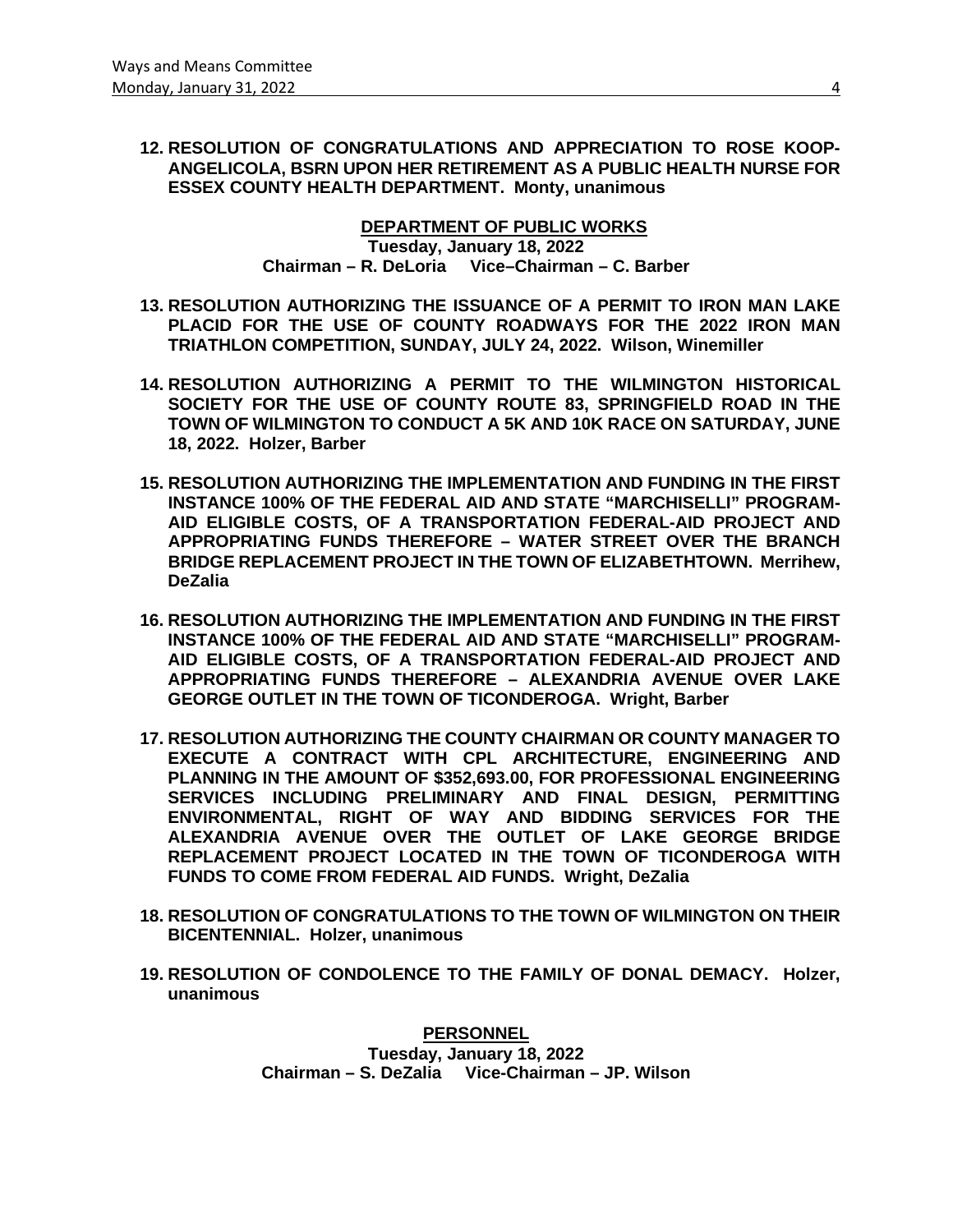**12. RESOLUTION OF CONGRATULATIONS AND APPRECIATION TO ROSE KOOP-ANGELICOLA, BSRN UPON HER RETIREMENT AS A PUBLIC HEALTH NURSE FOR ESSEX COUNTY HEALTH DEPARTMENT. Monty, unanimous**

## DEPARTMENT OF PUBLIC WORKS

**Tuesday, January 18, 2022**
**Chairman – R. DeLoria Vice–Chairman – C. Barber**

**13. RESOLUTION AUTHORIZING THE ISSUANCE OF A PERMIT TO IRON MAN LAKE PLACID FOR THE USE OF COUNTY ROADWAYS FOR THE 2022 IRON MAN TRIATHLON COMPETITION, SUNDAY, JULY 24, 2022. Wilson, Winemiller**

**14. RESOLUTION AUTHORIZING A PERMIT TO THE WILMINGTON HISTORICAL SOCIETY FOR THE USE OF COUNTY ROUTE 83, SPRINGFIELD ROAD IN THE TOWN OF WILMINGTON TO CONDUCT A 5K AND 10K RACE ON SATURDAY, JUNE 18, 2022. Holzer, Barber**

**15. RESOLUTION AUTHORIZING THE IMPLEMENTATION AND FUNDING IN THE FIRST INSTANCE 100% OF THE FEDERAL AID AND STATE "MARCHISELLI" PROGRAM-AID ELIGIBLE COSTS, OF A TRANSPORTATION FEDERAL-AID PROJECT AND APPROPRIATING FUNDS THEREFORE – WATER STREET OVER THE BRANCH BRIDGE REPLACEMENT PROJECT IN THE TOWN OF ELIZABETHTOWN. Merrihew, DeZalia**

**16. RESOLUTION AUTHORIZING THE IMPLEMENTATION AND FUNDING IN THE FIRST INSTANCE 100% OF THE FEDERAL AID AND STATE "MARCHISELLI" PROGRAM-AID ELIGIBLE COSTS, OF A TRANSPORTATION FEDERAL-AID PROJECT AND APPROPRIATING FUNDS THEREFORE – ALEXANDRIA AVENUE OVER LAKE GEORGE OUTLET IN THE TOWN OF TICONDEROGA. Wright, Barber**

**17. RESOLUTION AUTHORIZING THE COUNTY CHAIRMAN OR COUNTY MANAGER TO EXECUTE A CONTRACT WITH CPL ARCHITECTURE, ENGINEERING AND PLANNING IN THE AMOUNT OF $352,693.00, FOR PROFESSIONAL ENGINEERING SERVICES INCLUDING PRELIMINARY AND FINAL DESIGN, PERMITTING ENVIRONMENTAL, RIGHT OF WAY AND BIDDING SERVICES FOR THE ALEXANDRIA AVENUE OVER THE OUTLET OF LAKE GEORGE BRIDGE REPLACEMENT PROJECT LOCATED IN THE TOWN OF TICONDEROGA WITH FUNDS TO COME FROM FEDERAL AID FUNDS. Wright, DeZalia**

**18. RESOLUTION OF CONGRATULATIONS TO THE TOWN OF WILMINGTON ON THEIR BICENTENNIAL. Holzer, unanimous**

**19. RESOLUTION OF CONDOLENCE TO THE FAMILY OF DONAL DEMACY. Holzer, unanimous**

## PERSONNEL

**Tuesday, January 18, 2022**
**Chairman – S. DeZalia Vice-Chairman – JP. Wilson**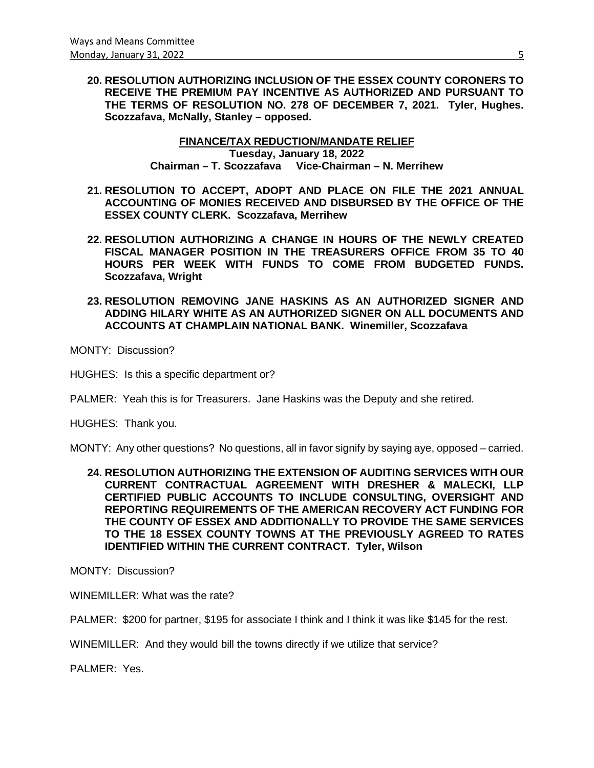**20. RESOLUTION AUTHORIZING INCLUSION OF THE ESSEX COUNTY CORONERS TO RECEIVE THE PREMIUM PAY INCENTIVE AS AUTHORIZED AND PURSUANT TO THE TERMS OF RESOLUTION NO. 278 OF DECEMBER 7, 2021. Tyler, Hughes. Scozzafava, McNally, Stanley – opposed.**

**FINANCE/TAX REDUCTION/MANDATE RELIEF**
**Tuesday, January 18, 2022**
**Chairman – T. Scozzafava Vice-Chairman – N. Merrihew**

**21. RESOLUTION TO ACCEPT, ADOPT AND PLACE ON FILE THE 2021 ANNUAL ACCOUNTING OF MONIES RECEIVED AND DISBURSED BY THE OFFICE OF THE ESSEX COUNTY CLERK. Scozzafava, Merrihew**

**22. RESOLUTION AUTHORIZING A CHANGE IN HOURS OF THE NEWLY CREATED FISCAL MANAGER POSITION IN THE TREASURERS OFFICE FROM 35 TO 40 HOURS PER WEEK WITH FUNDS TO COME FROM BUDGETED FUNDS. Scozzafava, Wright**

**23. RESOLUTION REMOVING JANE HASKINS AS AN AUTHORIZED SIGNER AND ADDING HILARY WHITE AS AN AUTHORIZED SIGNER ON ALL DOCUMENTS AND ACCOUNTS AT CHAMPLAIN NATIONAL BANK. Winemiller, Scozzafava**

MONTY: Discussion?

HUGHES: Is this a specific department or?

PALMER: Yeah this is for Treasurers. Jane Haskins was the Deputy and she retired.

HUGHES: Thank you.

MONTY: Any other questions? No questions, all in favor signify by saying aye, opposed – carried.

**24. RESOLUTION AUTHORIZING THE EXTENSION OF AUDITING SERVICES WITH OUR CURRENT CONTRACTUAL AGREEMENT WITH DRESHER & MALECKI, LLP CERTIFIED PUBLIC ACCOUNTS TO INCLUDE CONSULTING, OVERSIGHT AND REPORTING REQUIREMENTS OF THE AMERICAN RECOVERY ACT FUNDING FOR THE COUNTY OF ESSEX AND ADDITIONALLY TO PROVIDE THE SAME SERVICES TO THE 18 ESSEX COUNTY TOWNS AT THE PREVIOUSLY AGREED TO RATES IDENTIFIED WITHIN THE CURRENT CONTRACT. Tyler, Wilson**

MONTY: Discussion?

WINEMILLER: What was the rate?

PALMER: $200 for partner, $195 for associate I think and I think it was like $145 for the rest.

WINEMILLER: And they would bill the towns directly if we utilize that service?

PALMER: Yes.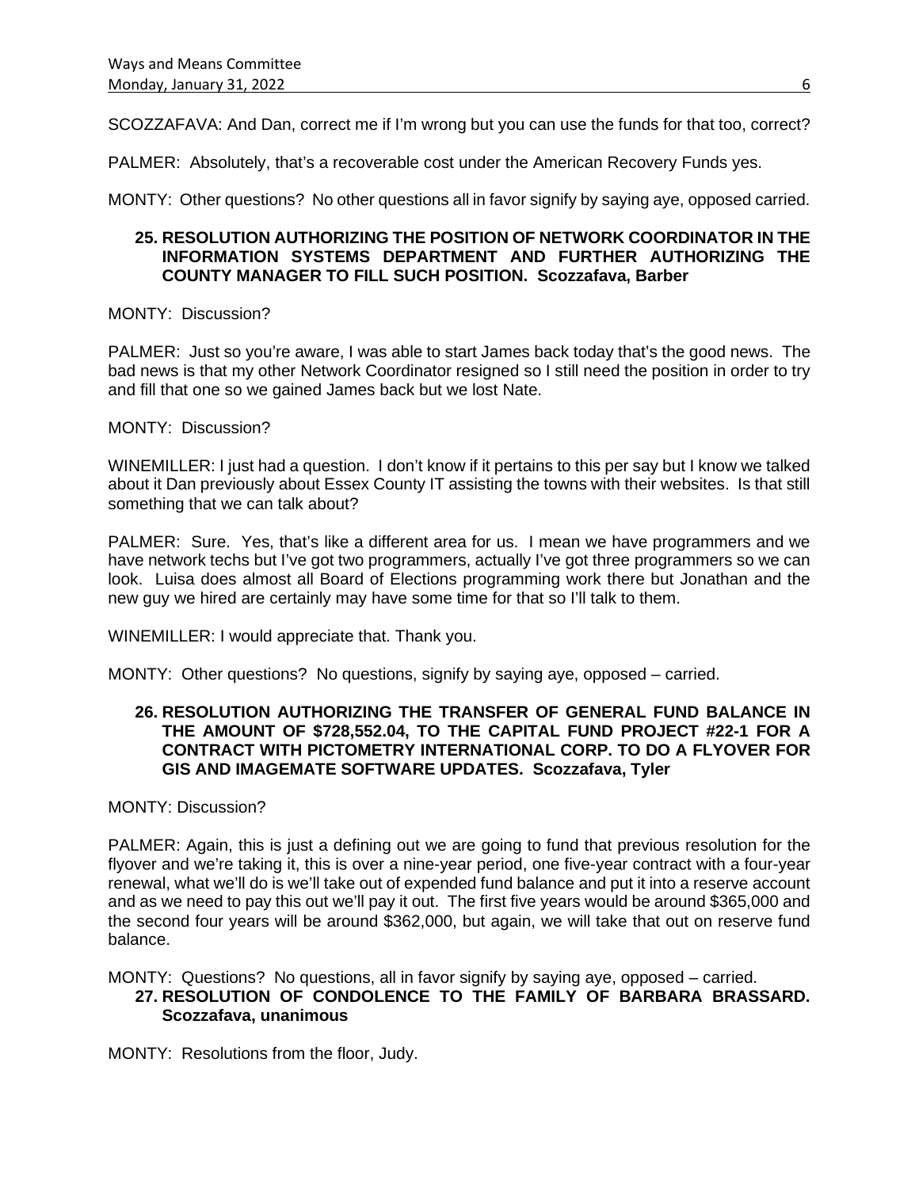SCOZZAFAVA: And Dan, correct me if I'm wrong but you can use the funds for that too, correct?

PALMER: Absolutely, that's a recoverable cost under the American Recovery Funds yes.

MONTY: Other questions? No other questions all in favor signify by saying aye, opposed carried.

**25. RESOLUTION AUTHORIZING THE POSITION OF NETWORK COORDINATOR IN THE INFORMATION SYSTEMS DEPARTMENT AND FURTHER AUTHORIZING THE COUNTY MANAGER TO FILL SUCH POSITION. Scozzafava, Barber**

MONTY: Discussion?

PALMER: Just so you're aware, I was able to start James back today that's the good news. The bad news is that my other Network Coordinator resigned so I still need the position in order to try and fill that one so we gained James back but we lost Nate.

MONTY: Discussion?

WINEMILLER: I just had a question. I don't know if it pertains to this per say but I know we talked about it Dan previously about Essex County IT assisting the towns with their websites. Is that still something that we can talk about?

PALMER: Sure. Yes, that's like a different area for us. I mean we have programmers and we have network techs but I've got two programmers, actually I've got three programmers so we can look. Luisa does almost all Board of Elections programming work there but Jonathan and the new guy we hired are certainly may have some time for that so I'll talk to them.

WINEMILLER: I would appreciate that. Thank you.

MONTY: Other questions? No questions, signify by saying aye, opposed – carried.

**26. RESOLUTION AUTHORIZING THE TRANSFER OF GENERAL FUND BALANCE IN THE AMOUNT OF $728,552.04, TO THE CAPITAL FUND PROJECT #22-1 FOR A CONTRACT WITH PICTOMETRY INTERNATIONAL CORP. TO DO A FLYOVER FOR GIS AND IMAGEMATE SOFTWARE UPDATES. Scozzafava, Tyler**

MONTY: Discussion?

PALMER: Again, this is just a defining out we are going to fund that previous resolution for the flyover and we're taking it, this is over a nine-year period, one five-year contract with a four-year renewal, what we'll do is we'll take out of expended fund balance and put it into a reserve account and as we need to pay this out we'll pay it out. The first five years would be around $365,000 and the second four years will be around $362,000, but again, we will take that out on reserve fund balance.

MONTY: Questions? No questions, all in favor signify by saying aye, opposed – carried.

**27. RESOLUTION OF CONDOLENCE TO THE FAMILY OF BARBARA BRASSARD. Scozzafava, unanimous**

MONTY: Resolutions from the floor, Judy.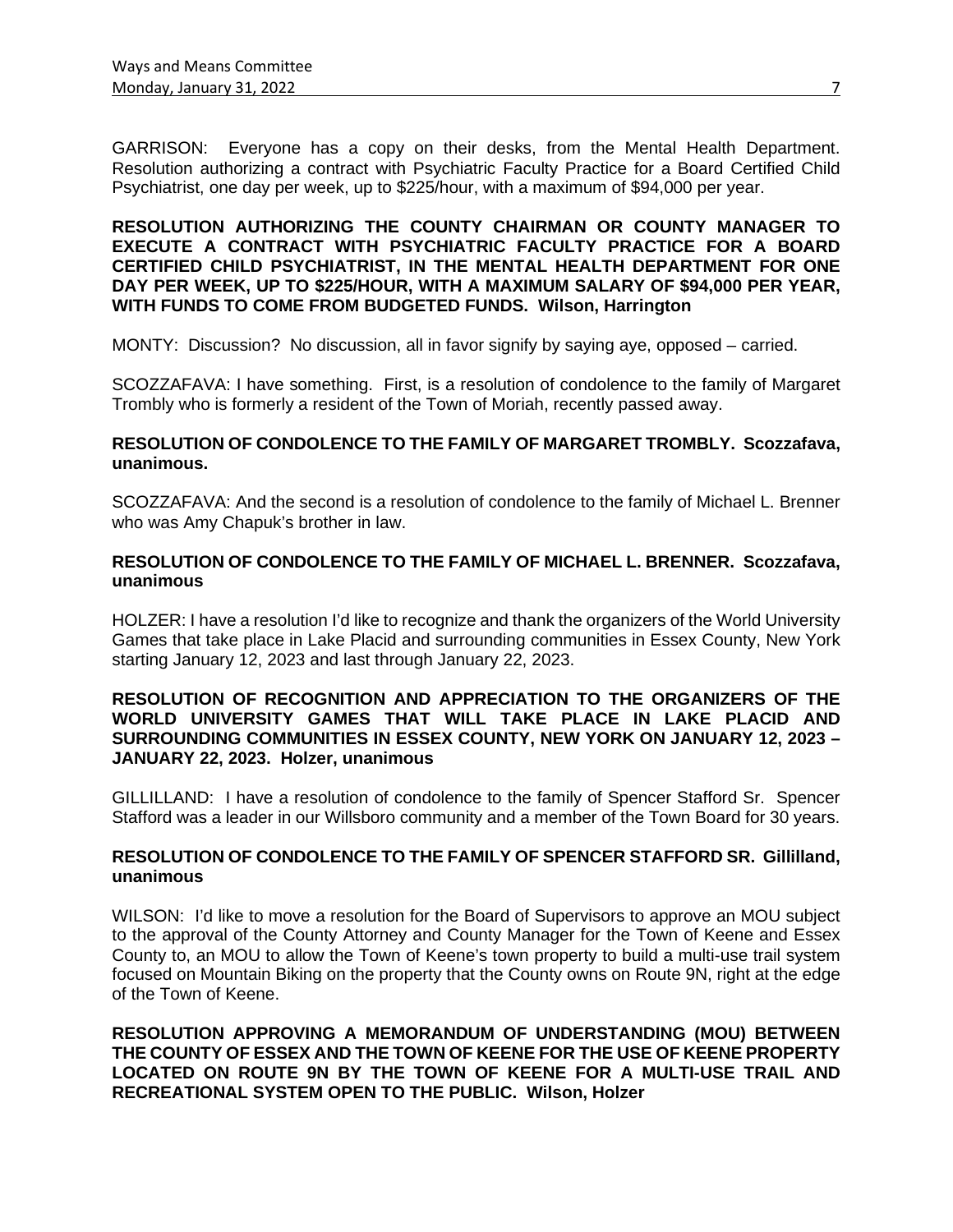GARRISON: Everyone has a copy on their desks, from the Mental Health Department. Resolution authorizing a contract with Psychiatric Faculty Practice for a Board Certified Child Psychiatrist, one day per week, up to $225/hour, with a maximum of $94,000 per year.

**RESOLUTION AUTHORIZING THE COUNTY CHAIRMAN OR COUNTY MANAGER TO EXECUTE A CONTRACT WITH PSYCHIATRIC FACULTY PRACTICE FOR A BOARD CERTIFIED CHILD PSYCHIATRIST, IN THE MENTAL HEALTH DEPARTMENT FOR ONE DAY PER WEEK, UP TO $225/HOUR, WITH A MAXIMUM SALARY OF $94,000 PER YEAR, WITH FUNDS TO COME FROM BUDGETED FUNDS. Wilson, Harrington**

MONTY: Discussion? No discussion, all in favor signify by saying aye, opposed – carried.

SCOZZAFAVA: I have something. First, is a resolution of condolence to the family of Margaret Trombly who is formerly a resident of the Town of Moriah, recently passed away.

**RESOLUTION OF CONDOLENCE TO THE FAMILY OF MARGARET TROMBLY. Scozzafava, unanimous.**

SCOZZAFAVA: And the second is a resolution of condolence to the family of Michael L. Brenner who was Amy Chapuk's brother in law.

**RESOLUTION OF CONDOLENCE TO THE FAMILY OF MICHAEL L. BRENNER. Scozzafava, unanimous**

HOLZER: I have a resolution I'd like to recognize and thank the organizers of the World University Games that take place in Lake Placid and surrounding communities in Essex County, New York starting January 12, 2023 and last through January 22, 2023.

**RESOLUTION OF RECOGNITION AND APPRECIATION TO THE ORGANIZERS OF THE WORLD UNIVERSITY GAMES THAT WILL TAKE PLACE IN LAKE PLACID AND SURROUNDING COMMUNITIES IN ESSEX COUNTY, NEW YORK ON JANUARY 12, 2023 – JANUARY 22, 2023. Holzer, unanimous**

GILLILLAND: I have a resolution of condolence to the family of Spencer Stafford Sr. Spencer Stafford was a leader in our Willsboro community and a member of the Town Board for 30 years.

**RESOLUTION OF CONDOLENCE TO THE FAMILY OF SPENCER STAFFORD SR. Gillilland, unanimous**

WILSON: I'd like to move a resolution for the Board of Supervisors to approve an MOU subject to the approval of the County Attorney and County Manager for the Town of Keene and Essex County to, an MOU to allow the Town of Keene's town property to build a multi-use trail system focused on Mountain Biking on the property that the County owns on Route 9N, right at the edge of the Town of Keene.

**RESOLUTION APPROVING A MEMORANDUM OF UNDERSTANDING (MOU) BETWEEN THE COUNTY OF ESSEX AND THE TOWN OF KEENE FOR THE USE OF KEENE PROPERTY LOCATED ON ROUTE 9N BY THE TOWN OF KEENE FOR A MULTI-USE TRAIL AND RECREATIONAL SYSTEM OPEN TO THE PUBLIC. Wilson, Holzer**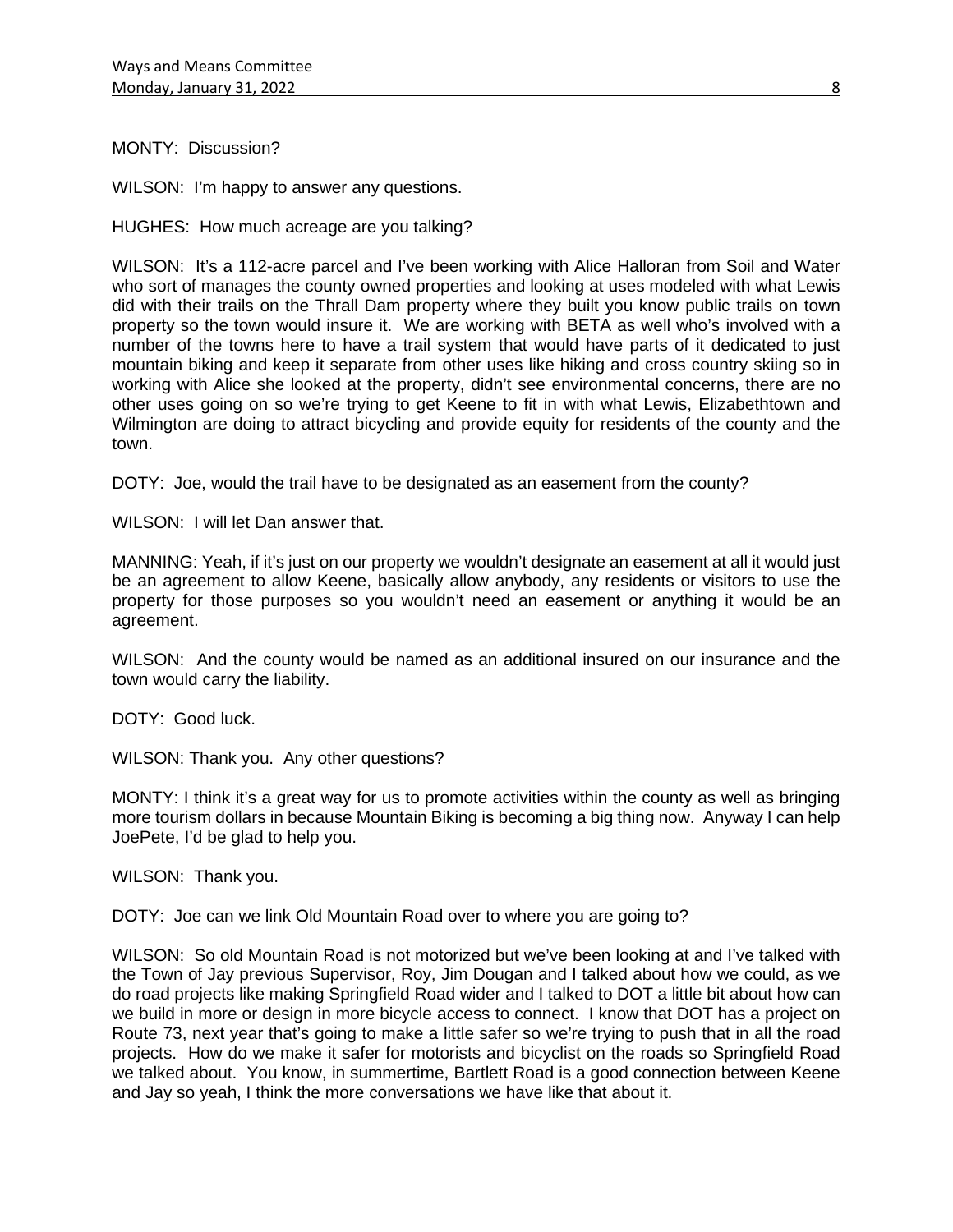MONTY: Discussion?

WILSON: I'm happy to answer any questions.

HUGHES: How much acreage are you talking?

WILSON: It's a 112-acre parcel and I've been working with Alice Halloran from Soil and Water who sort of manages the county owned properties and looking at uses modeled with what Lewis did with their trails on the Thrall Dam property where they built you know public trails on town property so the town would insure it. We are working with BETA as well who's involved with a number of the towns here to have a trail system that would have parts of it dedicated to just mountain biking and keep it separate from other uses like hiking and cross country skiing so in working with Alice she looked at the property, didn't see environmental concerns, there are no other uses going on so we're trying to get Keene to fit in with what Lewis, Elizabethtown and Wilmington are doing to attract bicycling and provide equity for residents of the county and the town.

DOTY: Joe, would the trail have to be designated as an easement from the county?

WILSON: I will let Dan answer that.

MANNING: Yeah, if it's just on our property we wouldn't designate an easement at all it would just be an agreement to allow Keene, basically allow anybody, any residents or visitors to use the property for those purposes so you wouldn't need an easement or anything it would be an agreement.

WILSON: And the county would be named as an additional insured on our insurance and the town would carry the liability.

DOTY: Good luck.

WILSON: Thank you. Any other questions?

MONTY: I think it's a great way for us to promote activities within the county as well as bringing more tourism dollars in because Mountain Biking is becoming a big thing now. Anyway I can help JoePete, I'd be glad to help you.

WILSON: Thank you.

DOTY: Joe can we link Old Mountain Road over to where you are going to?

WILSON: So old Mountain Road is not motorized but we've been looking at and I've talked with the Town of Jay previous Supervisor, Roy, Jim Dougan and I talked about how we could, as we do road projects like making Springfield Road wider and I talked to DOT a little bit about how can we build in more or design in more bicycle access to connect. I know that DOT has a project on Route 73, next year that's going to make a little safer so we're trying to push that in all the road projects. How do we make it safer for motorists and bicyclist on the roads so Springfield Road we talked about. You know, in summertime, Bartlett Road is a good connection between Keene and Jay so yeah, I think the more conversations we have like that about it.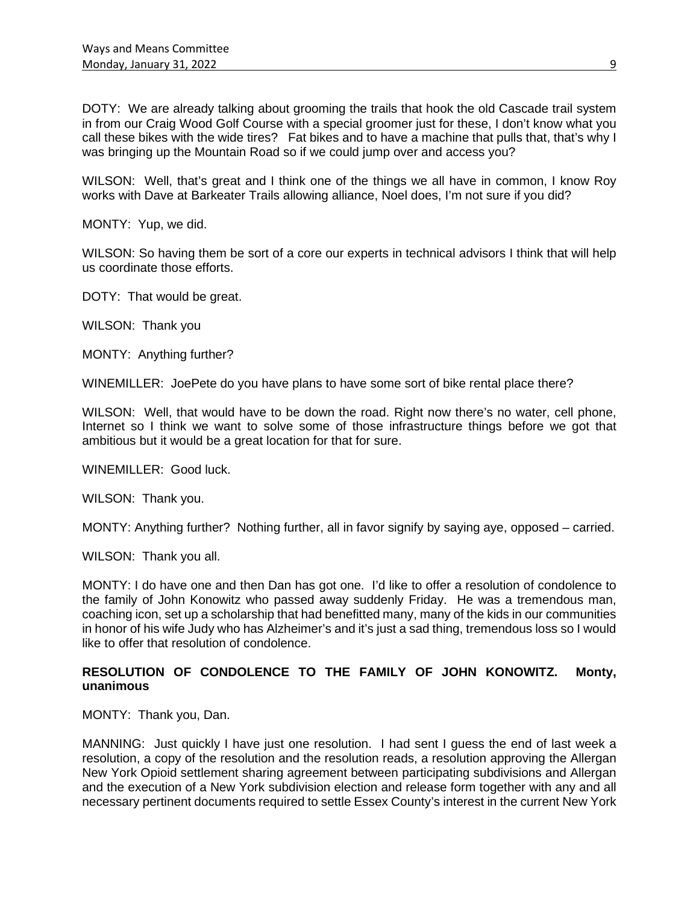DOTY: We are already talking about grooming the trails that hook the old Cascade trail system in from our Craig Wood Golf Course with a special groomer just for these, I don't know what you call these bikes with the wide tires? Fat bikes and to have a machine that pulls that, that's why I was bringing up the Mountain Road so if we could jump over and access you?

WILSON: Well, that's great and I think one of the things we all have in common, I know Roy works with Dave at Barkeater Trails allowing alliance, Noel does, I'm not sure if you did?

MONTY: Yup, we did.

WILSON: So having them be sort of a core our experts in technical advisors I think that will help us coordinate those efforts.

DOTY: That would be great.

WILSON: Thank you

MONTY: Anything further?

WINEMILLER: JoePete do you have plans to have some sort of bike rental place there?

WILSON: Well, that would have to be down the road. Right now there's no water, cell phone, Internet so I think we want to solve some of those infrastructure things before we got that ambitious but it would be a great location for that for sure.

WINEMILLER: Good luck.

WILSON: Thank you.

MONTY: Anything further? Nothing further, all in favor signify by saying aye, opposed – carried.

WILSON: Thank you all.

MONTY: I do have one and then Dan has got one. I'd like to offer a resolution of condolence to the family of John Konowitz who passed away suddenly Friday. He was a tremendous man, coaching icon, set up a scholarship that had benefitted many, many of the kids in our communities in honor of his wife Judy who has Alzheimer's and it's just a sad thing, tremendous loss so I would like to offer that resolution of condolence.

**RESOLUTION OF CONDOLENCE TO THE FAMILY OF JOHN KONOWITZ. Monty, unanimous**

MONTY: Thank you, Dan.

MANNING: Just quickly I have just one resolution. I had sent I guess the end of last week a resolution, a copy of the resolution and the resolution reads, a resolution approving the Allergan New York Opioid settlement sharing agreement between participating subdivisions and Allergan and the execution of a New York subdivision election and release form together with any and all necessary pertinent documents required to settle Essex County's interest in the current New York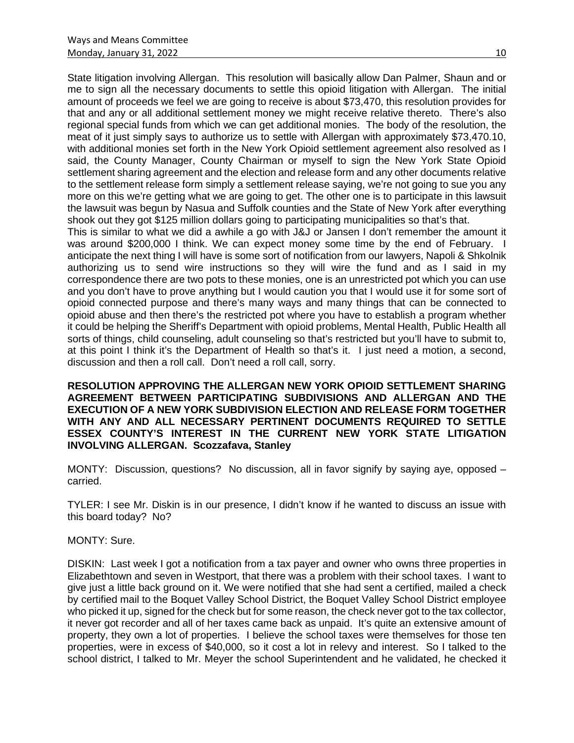State litigation involving Allergan. This resolution will basically allow Dan Palmer, Shaun and or me to sign all the necessary documents to settle this opioid litigation with Allergan. The initial amount of proceeds we feel we are going to receive is about $73,470, this resolution provides for that and any or all additional settlement money we might receive relative thereto. There's also regional special funds from which we can get additional monies. The body of the resolution, the meat of it just simply says to authorize us to settle with Allergan with approximately $73,470.10, with additional monies set forth in the New York Opioid settlement agreement also resolved as I said, the County Manager, County Chairman or myself to sign the New York State Opioid settlement sharing agreement and the election and release form and any other documents relative to the settlement release form simply a settlement release saying, we're not going to sue you any more on this we're getting what we are going to get. The other one is to participate in this lawsuit the lawsuit was begun by Nasua and Suffolk counties and the State of New York after everything shook out they got $125 million dollars going to participating municipalities so that's that.

This is similar to what we did a awhile a go with J&J or Jansen I don't remember the amount it was around $200,000 I think. We can expect money some time by the end of February. I anticipate the next thing I will have is some sort of notification from our lawyers, Napoli & Shkolnik authorizing us to send wire instructions so they will wire the fund and as I said in my correspondence there are two pots to these monies, one is an unrestricted pot which you can use and you don't have to prove anything but I would caution you that I would use it for some sort of opioid connected purpose and there's many ways and many things that can be connected to opioid abuse and then there's the restricted pot where you have to establish a program whether it could be helping the Sheriff's Department with opioid problems, Mental Health, Public Health all sorts of things, child counseling, adult counseling so that's restricted but you'll have to submit to, at this point I think it's the Department of Health so that's it. I just need a motion, a second, discussion and then a roll call. Don't need a roll call, sorry.

**RESOLUTION APPROVING THE ALLERGAN NEW YORK OPIOID SETTLEMENT SHARING AGREEMENT BETWEEN PARTICIPATING SUBDIVISIONS AND ALLERGAN AND THE EXECUTION OF A NEW YORK SUBDIVISION ELECTION AND RELEASE FORM TOGETHER WITH ANY AND ALL NECESSARY PERTINENT DOCUMENTS REQUIRED TO SETTLE ESSEX COUNTY'S INTEREST IN THE CURRENT NEW YORK STATE LITIGATION INVOLVING ALLERGAN. Scozzafava, Stanley**

MONTY: Discussion, questions? No discussion, all in favor signify by saying aye, opposed – carried.

TYLER: I see Mr. Diskin is in our presence, I didn't know if he wanted to discuss an issue with this board today? No?

MONTY: Sure.

DISKIN: Last week I got a notification from a tax payer and owner who owns three properties in Elizabethtown and seven in Westport, that there was a problem with their school taxes. I want to give just a little back ground on it. We were notified that she had sent a certified, mailed a check by certified mail to the Boquet Valley School District, the Boquet Valley School District employee who picked it up, signed for the check but for some reason, the check never got to the tax collector, it never got recorder and all of her taxes came back as unpaid. It's quite an extensive amount of property, they own a lot of properties. I believe the school taxes were themselves for those ten properties, were in excess of $40,000, so it cost a lot in relevy and interest. So I talked to the school district, I talked to Mr. Meyer the school Superintendent and he validated, he checked it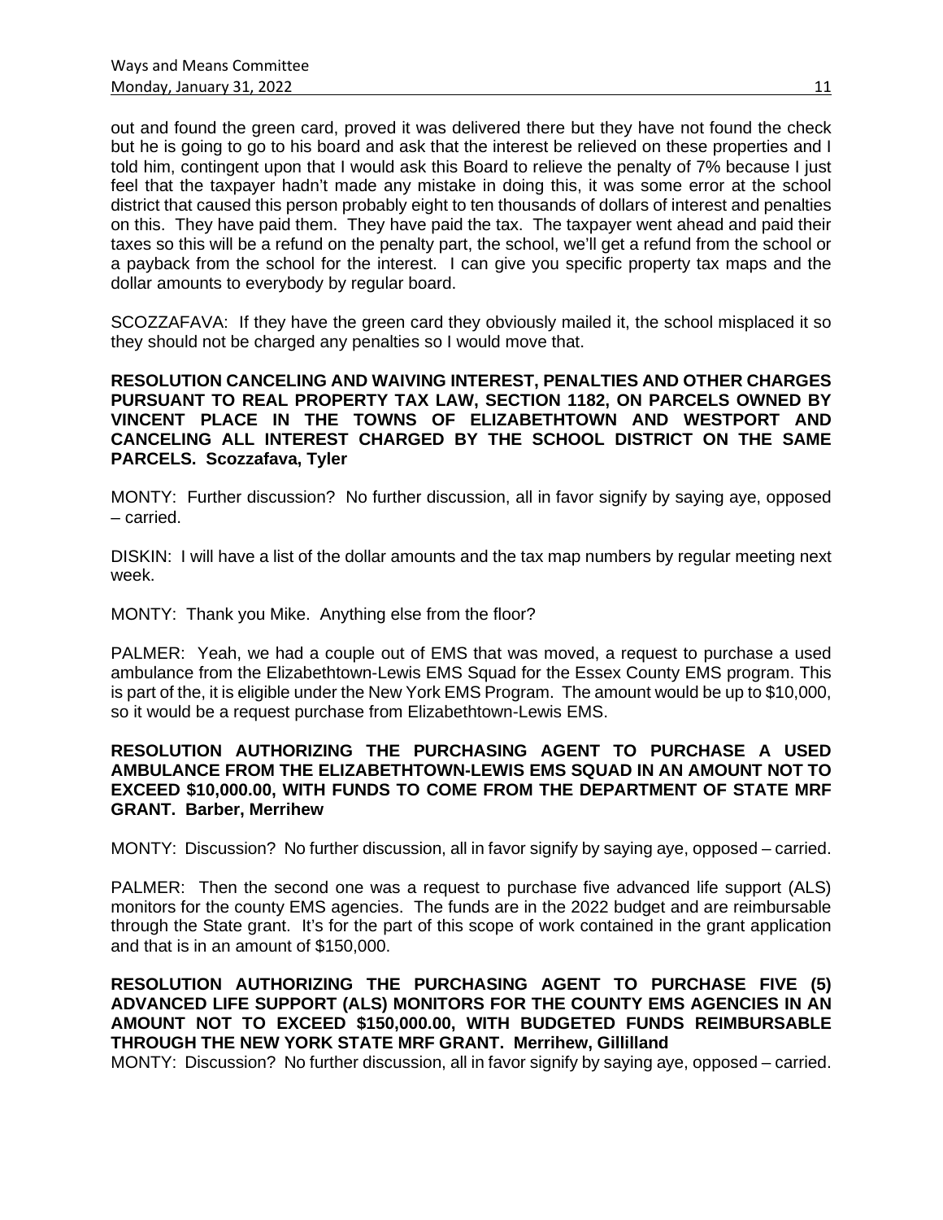out and found the green card, proved it was delivered there but they have not found the check but he is going to go to his board and ask that the interest be relieved on these properties and I told him, contingent upon that I would ask this Board to relieve the penalty of 7% because I just feel that the taxpayer hadn't made any mistake in doing this, it was some error at the school district that caused this person probably eight to ten thousands of dollars of interest and penalties on this. They have paid them. They have paid the tax. The taxpayer went ahead and paid their taxes so this will be a refund on the penalty part, the school, we'll get a refund from the school or a payback from the school for the interest. I can give you specific property tax maps and the dollar amounts to everybody by regular board.

SCOZZAFAVA: If they have the green card they obviously mailed it, the school misplaced it so they should not be charged any penalties so I would move that.

**RESOLUTION CANCELING AND WAIVING INTEREST, PENALTIES AND OTHER CHARGES PURSUANT TO REAL PROPERTY TAX LAW, SECTION 1182, ON PARCELS OWNED BY VINCENT PLACE IN THE TOWNS OF ELIZABETHTOWN AND WESTPORT AND CANCELING ALL INTEREST CHARGED BY THE SCHOOL DISTRICT ON THE SAME PARCELS. Scozzafava, Tyler**

MONTY: Further discussion? No further discussion, all in favor signify by saying aye, opposed – carried.

DISKIN: I will have a list of the dollar amounts and the tax map numbers by regular meeting next week.

MONTY: Thank you Mike. Anything else from the floor?

PALMER: Yeah, we had a couple out of EMS that was moved, a request to purchase a used ambulance from the Elizabethtown-Lewis EMS Squad for the Essex County EMS program. This is part of the, it is eligible under the New York EMS Program. The amount would be up to $10,000, so it would be a request purchase from Elizabethtown-Lewis EMS.

**RESOLUTION AUTHORIZING THE PURCHASING AGENT TO PURCHASE A USED AMBULANCE FROM THE ELIZABETHTOWN-LEWIS EMS SQUAD IN AN AMOUNT NOT TO EXCEED $10,000.00, WITH FUNDS TO COME FROM THE DEPARTMENT OF STATE MRF GRANT. Barber, Merrihew**

MONTY: Discussion? No further discussion, all in favor signify by saying aye, opposed – carried.

PALMER: Then the second one was a request to purchase five advanced life support (ALS) monitors for the county EMS agencies. The funds are in the 2022 budget and are reimbursable through the State grant. It's for the part of this scope of work contained in the grant application and that is in an amount of $150,000.

**RESOLUTION AUTHORIZING THE PURCHASING AGENT TO PURCHASE FIVE (5) ADVANCED LIFE SUPPORT (ALS) MONITORS FOR THE COUNTY EMS AGENCIES IN AN AMOUNT NOT TO EXCEED $150,000.00, WITH BUDGETED FUNDS REIMBURSABLE THROUGH THE NEW YORK STATE MRF GRANT. Merrihew, Gillilland**

MONTY: Discussion? No further discussion, all in favor signify by saying aye, opposed – carried.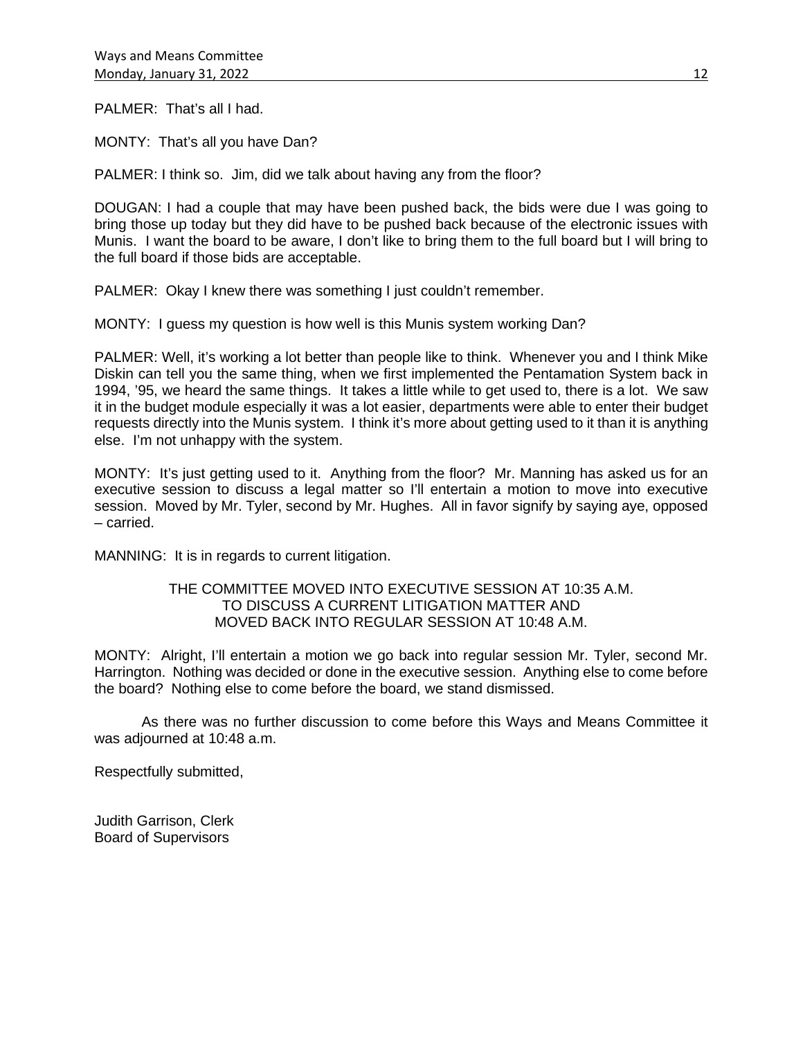PALMER: That's all I had.

MONTY: That's all you have Dan?

PALMER: I think so. Jim, did we talk about having any from the floor?

DOUGAN: I had a couple that may have been pushed back, the bids were due I was going to bring those up today but they did have to be pushed back because of the electronic issues with Munis. I want the board to be aware, I don't like to bring them to the full board but I will bring to the full board if those bids are acceptable.

PALMER: Okay I knew there was something I just couldn't remember.

MONTY: I guess my question is how well is this Munis system working Dan?

PALMER: Well, it's working a lot better than people like to think. Whenever you and I think Mike Diskin can tell you the same thing, when we first implemented the Pentamation System back in 1994, '95, we heard the same things. It takes a little while to get used to, there is a lot. We saw it in the budget module especially it was a lot easier, departments were able to enter their budget requests directly into the Munis system. I think it's more about getting used to it than it is anything else. I'm not unhappy with the system.

MONTY: It's just getting used to it. Anything from the floor? Mr. Manning has asked us for an executive session to discuss a legal matter so I'll entertain a motion to move into executive session. Moved by Mr. Tyler, second by Mr. Hughes. All in favor signify by saying aye, opposed – carried.

MANNING: It is in regards to current litigation.

THE COMMITTEE MOVED INTO EXECUTIVE SESSION AT 10:35 A.M.
TO DISCUSS A CURRENT LITIGATION MATTER AND
MOVED BACK INTO REGULAR SESSION AT 10:48 A.M.

MONTY: Alright, I'll entertain a motion we go back into regular session Mr. Tyler, second Mr. Harrington. Nothing was decided or done in the executive session. Anything else to come before the board? Nothing else to come before the board, we stand dismissed.

As there was no further discussion to come before this Ways and Means Committee it was adjourned at 10:48 a.m.

Respectfully submitted,

Judith Garrison, Clerk
Board of Supervisors